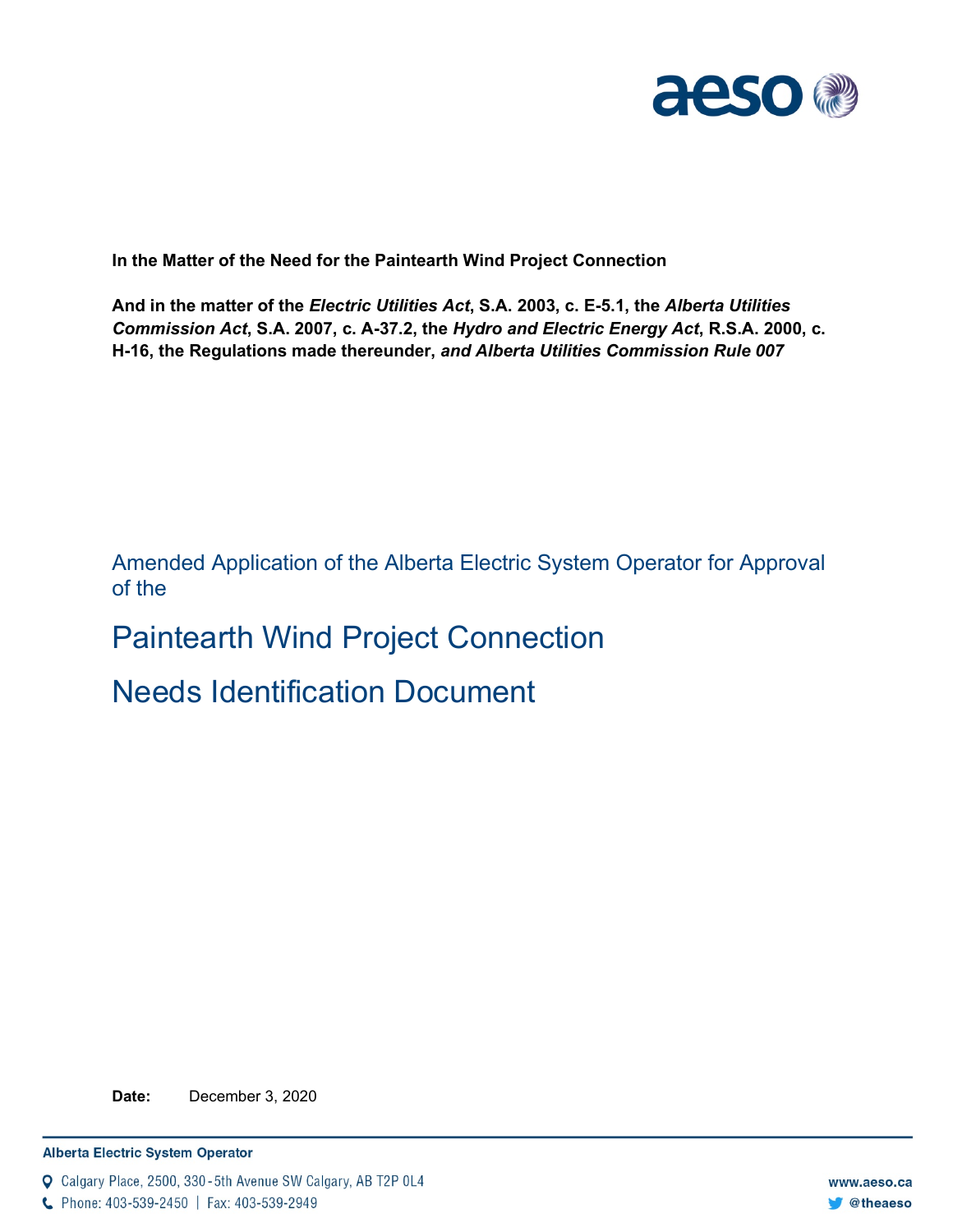**In the Matter of the Need for the Paintearth Wind Project Connection**

**And in the matter of the *Electric Utilities Act*, S.A. 2003, c. E-5.1, the *Alberta Utilities Commission Act*, S.A. 2007, c. A-37.2, the *Hydro and Electric Energy Act*, R.S.A. 2000, c. H-16, the Regulations made thereunder, *and Alberta Utilities Commission Rule 007***

Amended Application of the Alberta Electric System Operator for Approval of the

# Paintearth Wind Project Connection

# Needs Identification Document

**Date:** December 3, 2020

**Alberta Electric System Operator**

Calgary Place, 2500, 330-5th Avenue SW Calgary, AB T2P 0L4

Phone: 403-539-2450 | Fax: 403-539-2949

www.aeso.ca

@theaeso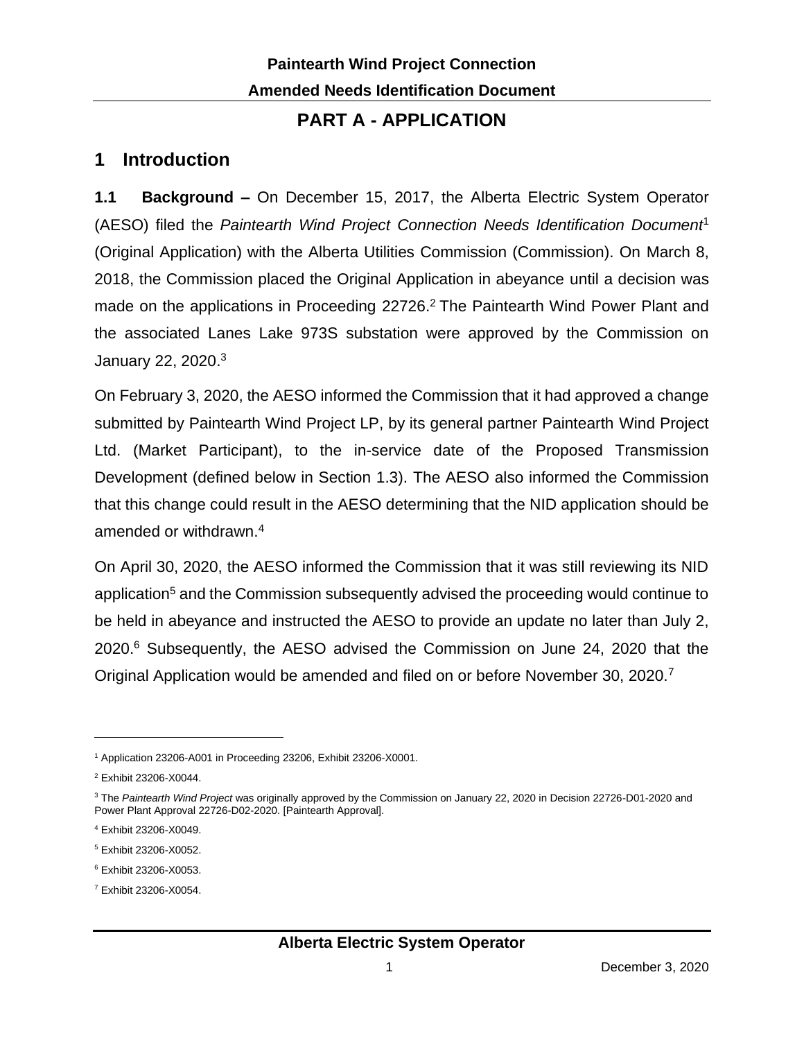# PART A - APPLICATION

## 1 Introduction

**1.1 Background –** On December 15, 2017, the Alberta Electric System Operator (AESO) filed the *Paintearth Wind Project Connection Needs Identification Document*[1] (Original Application) with the Alberta Utilities Commission (Commission). On March 8, 2018, the Commission placed the Original Application in abeyance until a decision was made on the applications in Proceeding 22726.[2] The Paintearth Wind Power Plant and the associated Lanes Lake 973S substation were approved by the Commission on January 22, 2020.[3]

On February 3, 2020, the AESO informed the Commission that it had approved a change submitted by Paintearth Wind Project LP, by its general partner Paintearth Wind Project Ltd. (Market Participant), to the in-service date of the Proposed Transmission Development (defined below in Section 1.3). The AESO also informed the Commission that this change could result in the AESO determining that the NID application should be amended or withdrawn.[4]

On April 30, 2020, the AESO informed the Commission that it was still reviewing its NID application[5] and the Commission subsequently advised the proceeding would continue to be held in abeyance and instructed the AESO to provide an update no later than July 2, 2020.[6] Subsequently, the AESO advised the Commission on June 24, 2020 that the Original Application would be amended and filed on or before November 30, 2020.[7]

---

[1] Application 23206-A001 in Proceeding 23206, Exhibit 23206-X0001.

[2] Exhibit 23206-X0044.

[3] The *Paintearth Wind Project* was originally approved by the Commission on January 22, 2020 in Decision 22726-D01-2020 and Power Plant Approval 22726-D02-2020. [Paintearth Approval].

[4] Exhibit 23206-X0049.

[5] Exhibit 23206-X0052.

[6] Exhibit 23206-X0053.

[7] Exhibit 23206-X0054.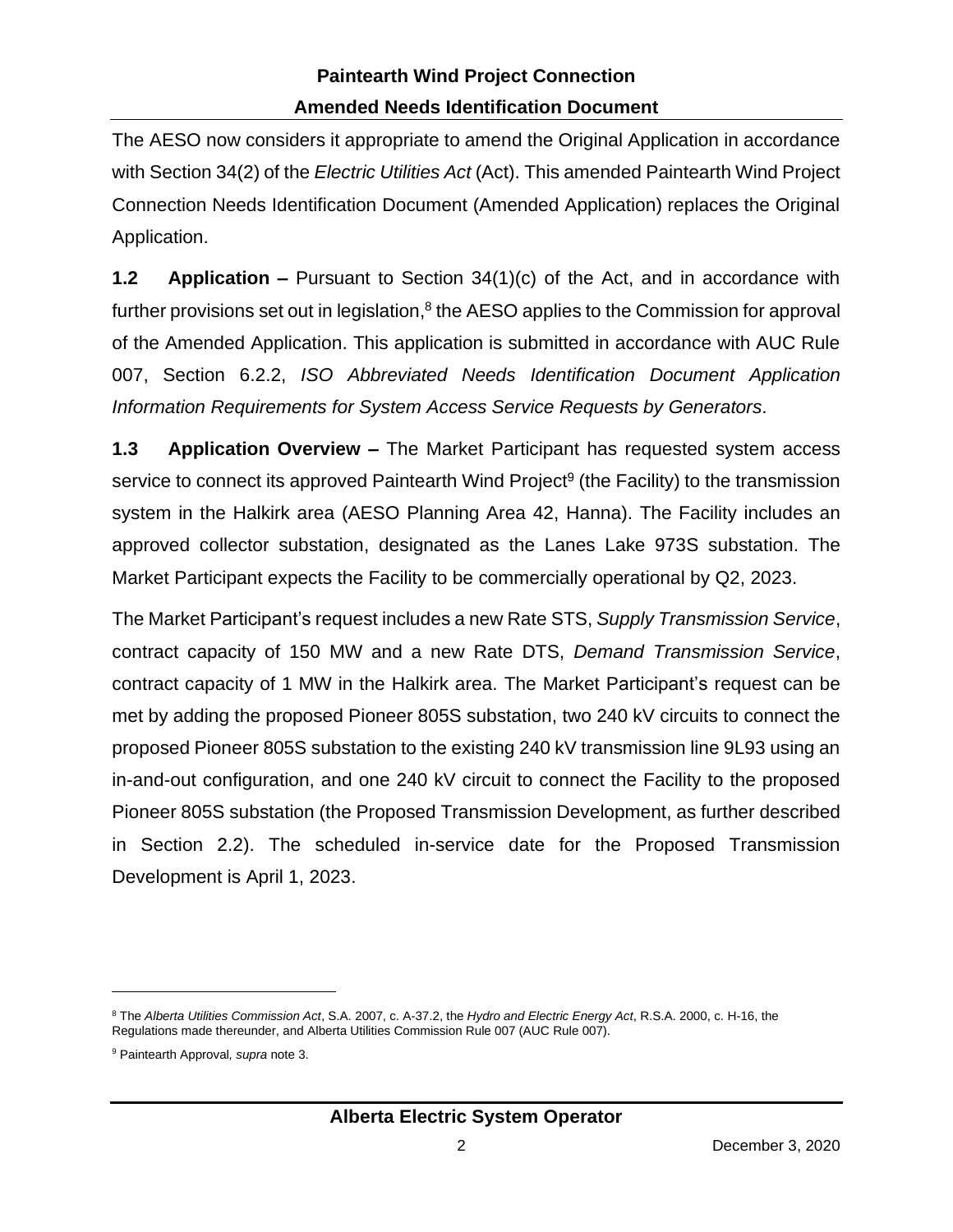The AESO now considers it appropriate to amend the Original Application in accordance with Section 34(2) of the *Electric Utilities Act* (Act). This amended Paintearth Wind Project Connection Needs Identification Document (Amended Application) replaces the Original Application.

**1.2 Application –** Pursuant to Section 34(1)(c) of the Act, and in accordance with further provisions set out in legislation,[8] the AESO applies to the Commission for approval of the Amended Application. This application is submitted in accordance with AUC Rule 007, Section 6.2.2, *ISO Abbreviated Needs Identification Document Application Information Requirements for System Access Service Requests by Generators*.

**1.3 Application Overview –** The Market Participant has requested system access service to connect its approved Paintearth Wind Project[9] (the Facility) to the transmission system in the Halkirk area (AESO Planning Area 42, Hanna). The Facility includes an approved collector substation, designated as the Lanes Lake 973S substation. The Market Participant expects the Facility to be commercially operational by Q2, 2023.

The Market Participant's request includes a new Rate STS, *Supply Transmission Service*, contract capacity of 150 MW and a new Rate DTS, *Demand Transmission Service*, contract capacity of 1 MW in the Halkirk area. The Market Participant's request can be met by adding the proposed Pioneer 805S substation, two 240 kV circuits to connect the proposed Pioneer 805S substation to the existing 240 kV transmission line 9L93 using an in-and-out configuration, and one 240 kV circuit to connect the Facility to the proposed Pioneer 805S substation (the Proposed Transmission Development, as further described in Section 2.2). The scheduled in-service date for the Proposed Transmission Development is April 1, 2023.

---

[8] The *Alberta Utilities Commission Act*, S.A. 2007, c. A-37.2, the *Hydro and Electric Energy Act*, R.S.A. 2000, c. H-16, the Regulations made thereunder, and Alberta Utilities Commission Rule 007 (AUC Rule 007).

[9] Paintearth Approval, *supra* note 3.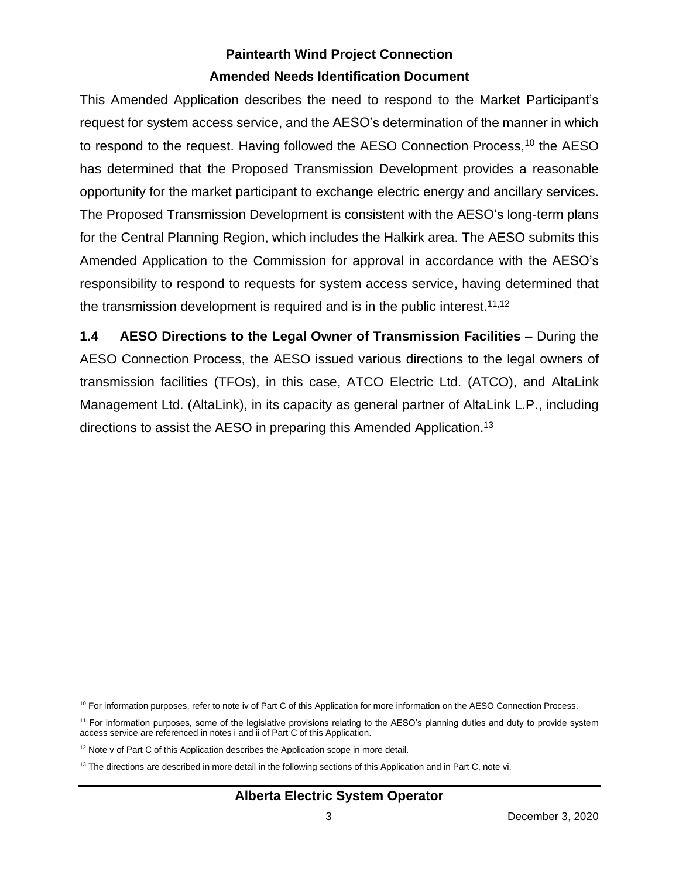This Amended Application describes the need to respond to the Market Participant's request for system access service, and the AESO's determination of the manner in which to respond to the request. Having followed the AESO Connection Process,[10] the AESO has determined that the Proposed Transmission Development provides a reasonable opportunity for the market participant to exchange electric energy and ancillary services. The Proposed Transmission Development is consistent with the AESO's long-term plans for the Central Planning Region, which includes the Halkirk area. The AESO submits this Amended Application to the Commission for approval in accordance with the AESO's responsibility to respond to requests for system access service, having determined that the transmission development is required and is in the public interest.[11,12]

**1.4 AESO Directions to the Legal Owner of Transmission Facilities –** During the AESO Connection Process, the AESO issued various directions to the legal owners of transmission facilities (TFOs), in this case, ATCO Electric Ltd. (ATCO), and AltaLink Management Ltd. (AltaLink), in its capacity as general partner of AltaLink L.P., including directions to assist the AESO in preparing this Amended Application.[13]

---

[10] For information purposes, refer to note iv of Part C of this Application for more information on the AESO Connection Process.

[11] For information purposes, some of the legislative provisions relating to the AESO's planning duties and duty to provide system access service are referenced in notes i and ii of Part C of this Application.

[12] Note v of Part C of this Application describes the Application scope in more detail.

[13] The directions are described in more detail in the following sections of this Application and in Part C, note vi.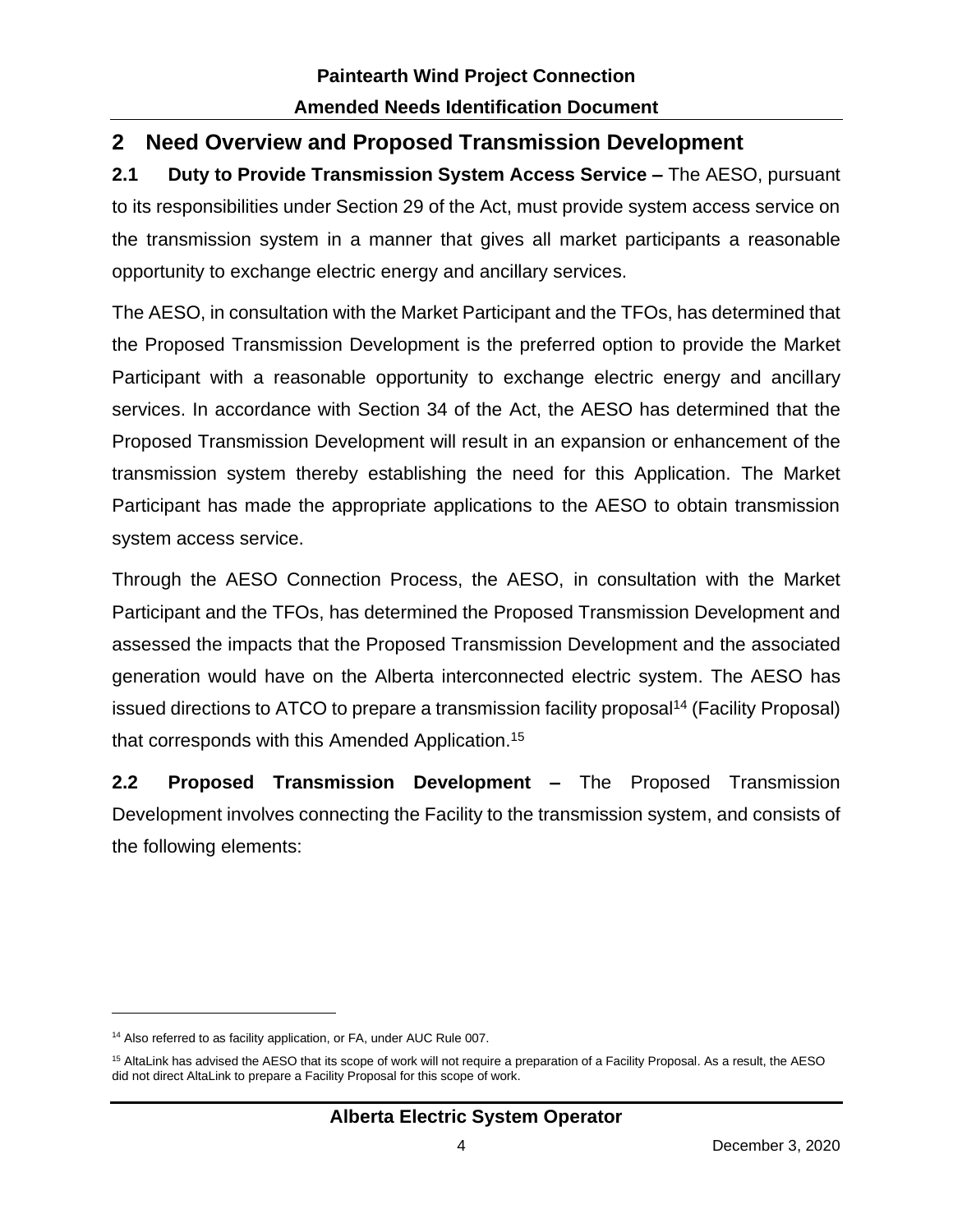## 2 Need Overview and Proposed Transmission Development

**2.1 Duty to Provide Transmission System Access Service –** The AESO, pursuant to its responsibilities under Section 29 of the Act, must provide system access service on the transmission system in a manner that gives all market participants a reasonable opportunity to exchange electric energy and ancillary services.

The AESO, in consultation with the Market Participant and the TFOs, has determined that the Proposed Transmission Development is the preferred option to provide the Market Participant with a reasonable opportunity to exchange electric energy and ancillary services. In accordance with Section 34 of the Act, the AESO has determined that the Proposed Transmission Development will result in an expansion or enhancement of the transmission system thereby establishing the need for this Application. The Market Participant has made the appropriate applications to the AESO to obtain transmission system access service.

Through the AESO Connection Process, the AESO, in consultation with the Market Participant and the TFOs, has determined the Proposed Transmission Development and assessed the impacts that the Proposed Transmission Development and the associated generation would have on the Alberta interconnected electric system. The AESO has issued directions to ATCO to prepare a transmission facility proposal[14] (Facility Proposal) that corresponds with this Amended Application.[15]

**2.2 Proposed Transmission Development –** The Proposed Transmission Development involves connecting the Facility to the transmission system, and consists of the following elements:

---

[14] Also referred to as facility application, or FA, under AUC Rule 007.

[15] AltaLink has advised the AESO that its scope of work will not require a preparation of a Facility Proposal. As a result, the AESO did not direct AltaLink to prepare a Facility Proposal for this scope of work.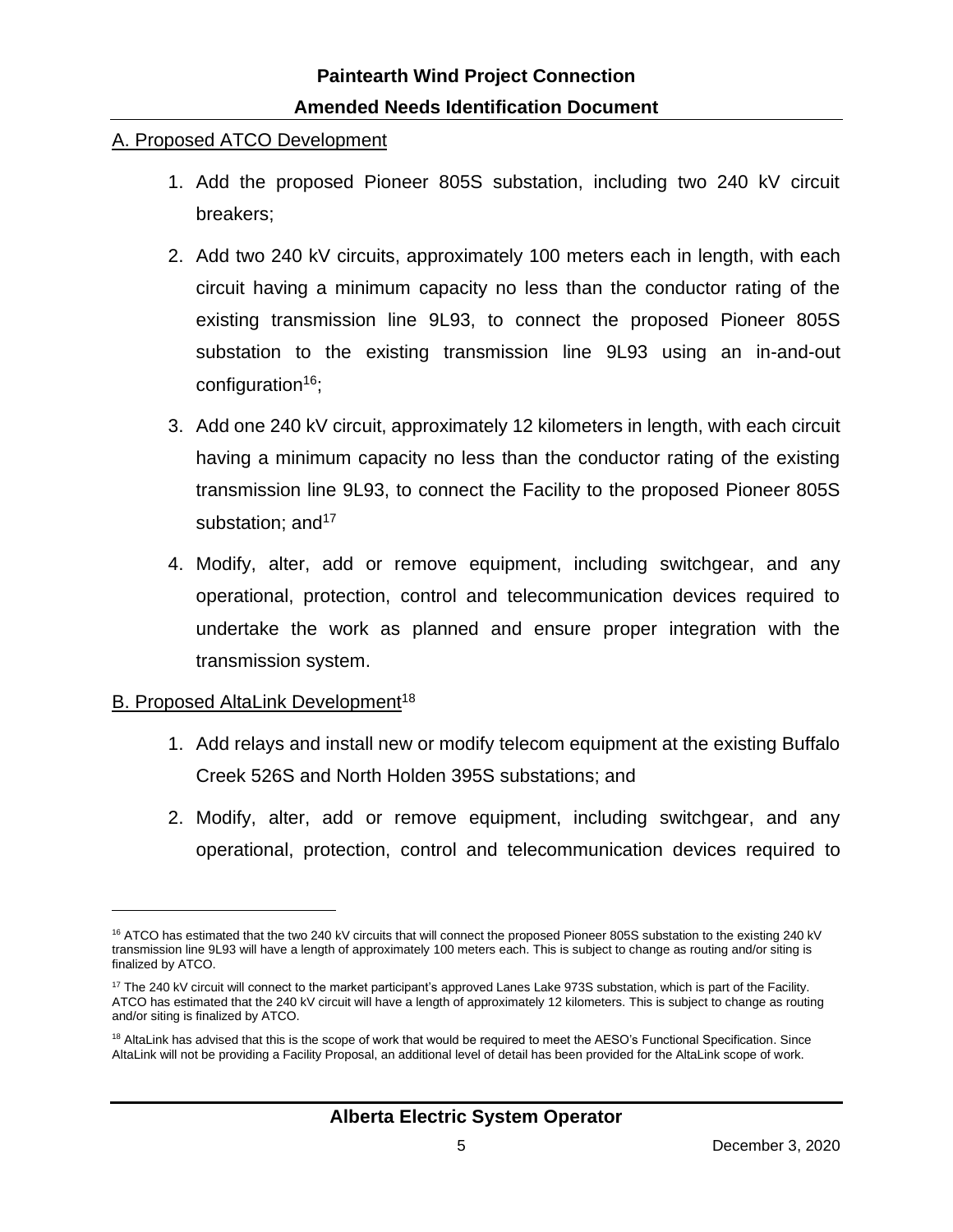A. Proposed ATCO Development

1. Add the proposed Pioneer 805S substation, including two 240 kV circuit breakers;
2. Add two 240 kV circuits, approximately 100 meters each in length, with each circuit having a minimum capacity no less than the conductor rating of the existing transmission line 9L93, to connect the proposed Pioneer 805S substation to the existing transmission line 9L93 using an in-and-out configuration[16];
3. Add one 240 kV circuit, approximately 12 kilometers in length, with each circuit having a minimum capacity no less than the conductor rating of the existing transmission line 9L93, to connect the Facility to the proposed Pioneer 805S substation; and[17]
4. Modify, alter, add or remove equipment, including switchgear, and any operational, protection, control and telecommunication devices required to undertake the work as planned and ensure proper integration with the transmission system.

B. Proposed AltaLink Development[18]

1. Add relays and install new or modify telecom equipment at the existing Buffalo Creek 526S and North Holden 395S substations; and
2. Modify, alter, add or remove equipment, including switchgear, and any operational, protection, control and telecommunication devices required to

---

[16] ATCO has estimated that the two 240 kV circuits that will connect the proposed Pioneer 805S substation to the existing 240 kV transmission line 9L93 will have a length of approximately 100 meters each. This is subject to change as routing and/or siting is finalized by ATCO.

[17] The 240 kV circuit will connect to the market participant's approved Lanes Lake 973S substation, which is part of the Facility. ATCO has estimated that the 240 kV circuit will have a length of approximately 12 kilometers. This is subject to change as routing and/or siting is finalized by ATCO.

[18] AltaLink has advised that this is the scope of work that would be required to meet the AESO's Functional Specification. Since AltaLink will not be providing a Facility Proposal, an additional level of detail has been provided for the AltaLink scope of work.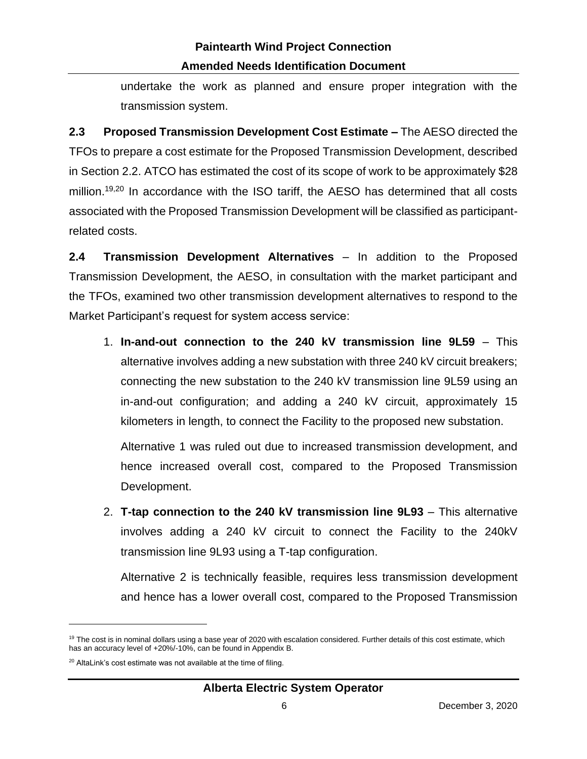undertake the work as planned and ensure proper integration with the transmission system.

**2.3 Proposed Transmission Development Cost Estimate –** The AESO directed the TFOs to prepare a cost estimate for the Proposed Transmission Development, described in Section 2.2. ATCO has estimated the cost of its scope of work to be approximately $28 million.[19,20] In accordance with the ISO tariff, the AESO has determined that all costs associated with the Proposed Transmission Development will be classified as participant-related costs.

**2.4 Transmission Development Alternatives** – In addition to the Proposed Transmission Development, the AESO, in consultation with the market participant and the TFOs, examined two other transmission development alternatives to respond to the Market Participant's request for system access service:

1. **In-and-out connection to the 240 kV transmission line 9L59** – This alternative involves adding a new substation with three 240 kV circuit breakers; connecting the new substation to the 240 kV transmission line 9L59 using an in-and-out configuration; and adding a 240 kV circuit, approximately 15 kilometers in length, to connect the Facility to the proposed new substation.

   Alternative 1 was ruled out due to increased transmission development, and hence increased overall cost, compared to the Proposed Transmission Development.

2. **T-tap connection to the 240 kV transmission line 9L93** – This alternative involves adding a 240 kV circuit to connect the Facility to the 240kV transmission line 9L93 using a T-tap configuration.

   Alternative 2 is technically feasible, requires less transmission development and hence has a lower overall cost, compared to the Proposed Transmission

---

[19] The cost is in nominal dollars using a base year of 2020 with escalation considered. Further details of this cost estimate, which has an accuracy level of +20%/-10%, can be found in Appendix B.

[20] AltaLink's cost estimate was not available at the time of filing.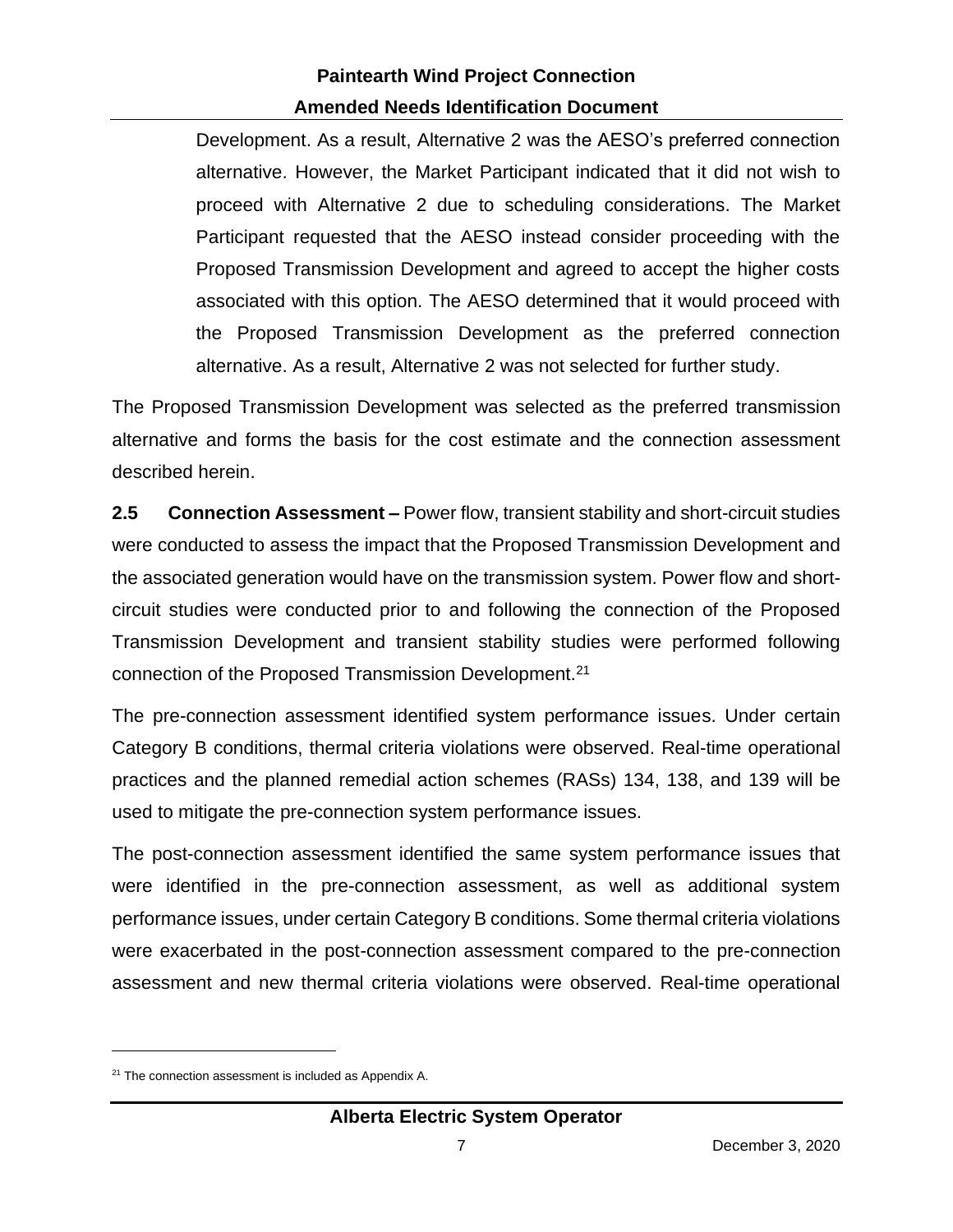Development. As a result, Alternative 2 was the AESO's preferred connection alternative. However, the Market Participant indicated that it did not wish to proceed with Alternative 2 due to scheduling considerations. The Market Participant requested that the AESO instead consider proceeding with the Proposed Transmission Development and agreed to accept the higher costs associated with this option. The AESO determined that it would proceed with the Proposed Transmission Development as the preferred connection alternative. As a result, Alternative 2 was not selected for further study.

The Proposed Transmission Development was selected as the preferred transmission alternative and forms the basis for the cost estimate and the connection assessment described herein.

**2.5 Connection Assessment –** Power flow, transient stability and short-circuit studies were conducted to assess the impact that the Proposed Transmission Development and the associated generation would have on the transmission system. Power flow and short-circuit studies were conducted prior to and following the connection of the Proposed Transmission Development and transient stability studies were performed following connection of the Proposed Transmission Development.[21]

The pre-connection assessment identified system performance issues. Under certain Category B conditions, thermal criteria violations were observed. Real-time operational practices and the planned remedial action schemes (RASs) 134, 138, and 139 will be used to mitigate the pre-connection system performance issues.

The post-connection assessment identified the same system performance issues that were identified in the pre-connection assessment, as well as additional system performance issues, under certain Category B conditions. Some thermal criteria violations were exacerbated in the post-connection assessment compared to the pre-connection assessment and new thermal criteria violations were observed. Real-time operational

[21] The connection assessment is included as Appendix A.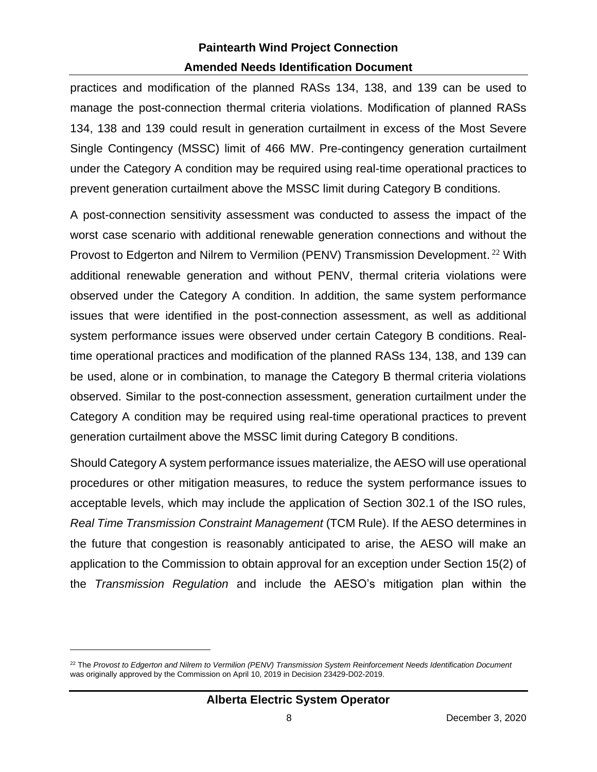practices and modification of the planned RASs 134, 138, and 139 can be used to manage the post-connection thermal criteria violations. Modification of planned RASs 134, 138 and 139 could result in generation curtailment in excess of the Most Severe Single Contingency (MSSC) limit of 466 MW. Pre-contingency generation curtailment under the Category A condition may be required using real-time operational practices to prevent generation curtailment above the MSSC limit during Category B conditions.

A post-connection sensitivity assessment was conducted to assess the impact of the worst case scenario with additional renewable generation connections and without the Provost to Edgerton and Nilrem to Vermilion (PENV) Transmission Development.[22] With additional renewable generation and without PENV, thermal criteria violations were observed under the Category A condition. In addition, the same system performance issues that were identified in the post-connection assessment, as well as additional system performance issues were observed under certain Category B conditions. Real-time operational practices and modification of the planned RASs 134, 138, and 139 can be used, alone or in combination, to manage the Category B thermal criteria violations observed. Similar to the post-connection assessment, generation curtailment under the Category A condition may be required using real-time operational practices to prevent generation curtailment above the MSSC limit during Category B conditions.

Should Category A system performance issues materialize, the AESO will use operational procedures or other mitigation measures, to reduce the system performance issues to acceptable levels, which may include the application of Section 302.1 of the ISO rules, *Real Time Transmission Constraint Management* (TCM Rule). If the AESO determines in the future that congestion is reasonably anticipated to arise, the AESO will make an application to the Commission to obtain approval for an exception under Section 15(2) of the *Transmission Regulation* and include the AESO's mitigation plan within the

[22] The *Provost to Edgerton and Nilrem to Vermilion (PENV) Transmission System Reinforcement Needs Identification Document* was originally approved by the Commission on April 10, 2019 in Decision 23429-D02-2019.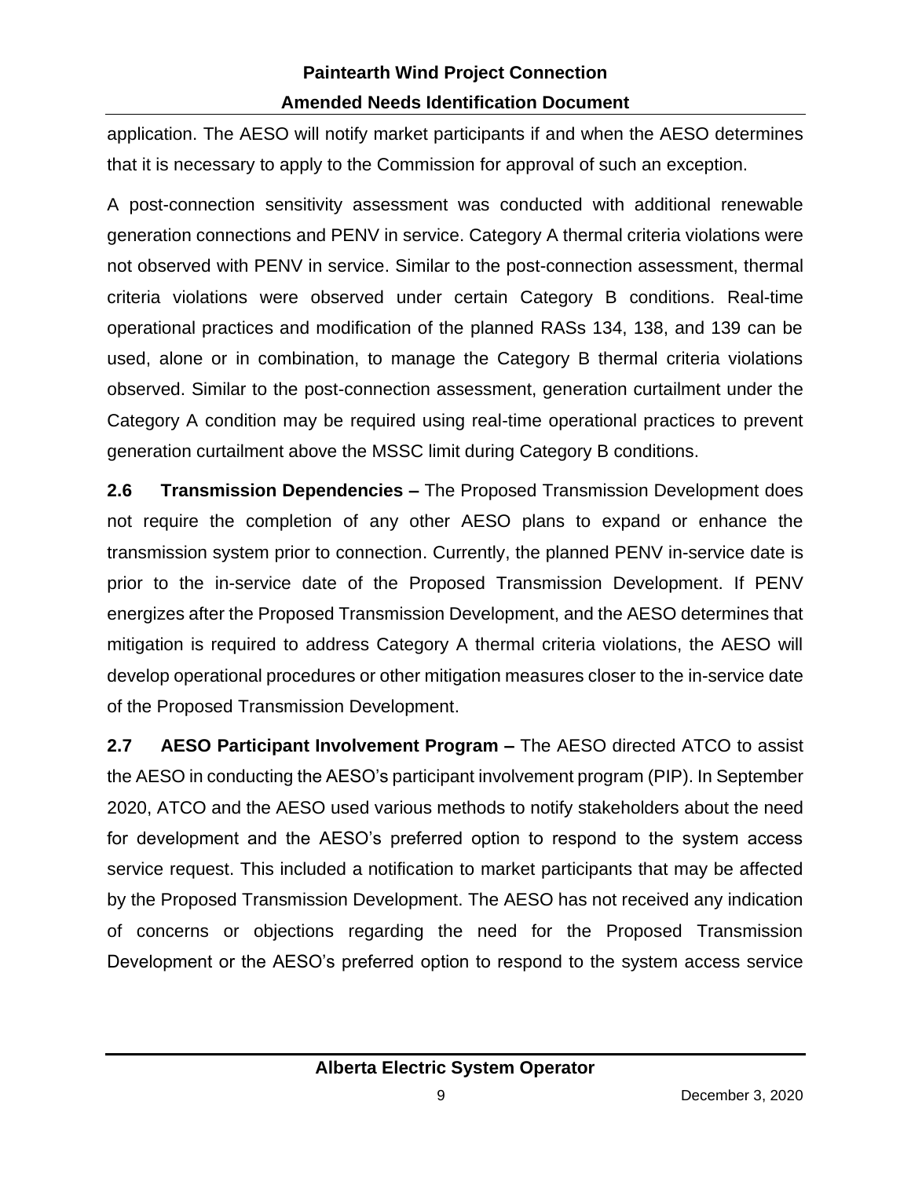application. The AESO will notify market participants if and when the AESO determines that it is necessary to apply to the Commission for approval of such an exception.

A post-connection sensitivity assessment was conducted with additional renewable generation connections and PENV in service. Category A thermal criteria violations were not observed with PENV in service. Similar to the post-connection assessment, thermal criteria violations were observed under certain Category B conditions. Real-time operational practices and modification of the planned RASs 134, 138, and 139 can be used, alone or in combination, to manage the Category B thermal criteria violations observed. Similar to the post-connection assessment, generation curtailment under the Category A condition may be required using real-time operational practices to prevent generation curtailment above the MSSC limit during Category B conditions.

**2.6 Transmission Dependencies –** The Proposed Transmission Development does not require the completion of any other AESO plans to expand or enhance the transmission system prior to connection. Currently, the planned PENV in-service date is prior to the in-service date of the Proposed Transmission Development. If PENV energizes after the Proposed Transmission Development, and the AESO determines that mitigation is required to address Category A thermal criteria violations, the AESO will develop operational procedures or other mitigation measures closer to the in-service date of the Proposed Transmission Development.

**2.7 AESO Participant Involvement Program –** The AESO directed ATCO to assist the AESO in conducting the AESO's participant involvement program (PIP). In September 2020, ATCO and the AESO used various methods to notify stakeholders about the need for development and the AESO's preferred option to respond to the system access service request. This included a notification to market participants that may be affected by the Proposed Transmission Development. The AESO has not received any indication of concerns or objections regarding the need for the Proposed Transmission Development or the AESO's preferred option to respond to the system access service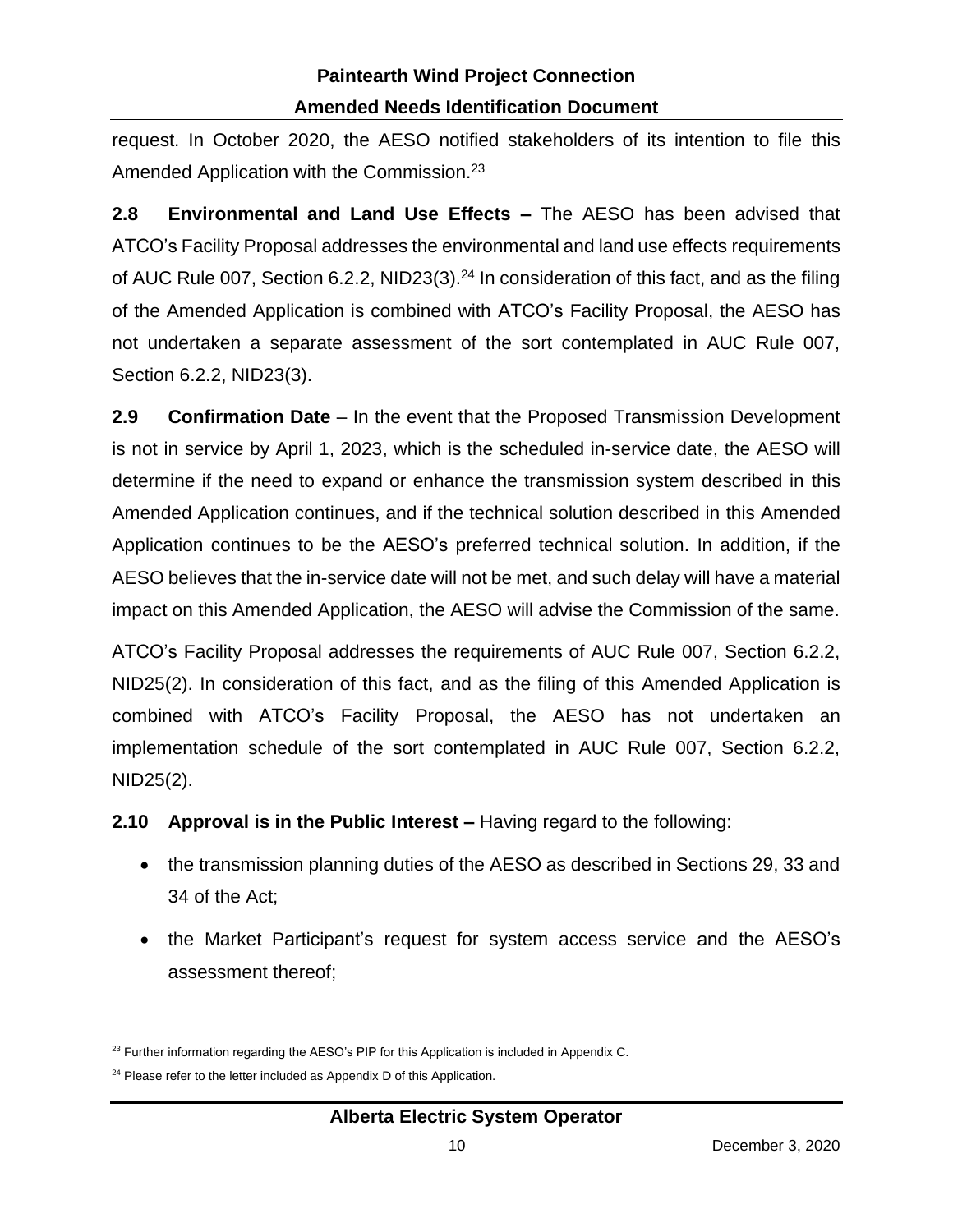request. In October 2020, the AESO notified stakeholders of its intention to file this Amended Application with the Commission.[23]

**2.8 Environmental and Land Use Effects –** The AESO has been advised that ATCO's Facility Proposal addresses the environmental and land use effects requirements of AUC Rule 007, Section 6.2.2, NID23(3).[24] In consideration of this fact, and as the filing of the Amended Application is combined with ATCO's Facility Proposal, the AESO has not undertaken a separate assessment of the sort contemplated in AUC Rule 007, Section 6.2.2, NID23(3).

**2.9 Confirmation Date** – In the event that the Proposed Transmission Development is not in service by April 1, 2023, which is the scheduled in-service date, the AESO will determine if the need to expand or enhance the transmission system described in this Amended Application continues, and if the technical solution described in this Amended Application continues to be the AESO's preferred technical solution. In addition, if the AESO believes that the in-service date will not be met, and such delay will have a material impact on this Amended Application, the AESO will advise the Commission of the same.

ATCO's Facility Proposal addresses the requirements of AUC Rule 007, Section 6.2.2, NID25(2). In consideration of this fact, and as the filing of this Amended Application is combined with ATCO's Facility Proposal, the AESO has not undertaken an implementation schedule of the sort contemplated in AUC Rule 007, Section 6.2.2, NID25(2).

**2.10 Approval is in the Public Interest –** Having regard to the following:

- the transmission planning duties of the AESO as described in Sections 29, 33 and 34 of the Act;
- the Market Participant's request for system access service and the AESO's assessment thereof;

[23] Further information regarding the AESO's PIP for this Application is included in Appendix C.

[24] Please refer to the letter included as Appendix D of this Application.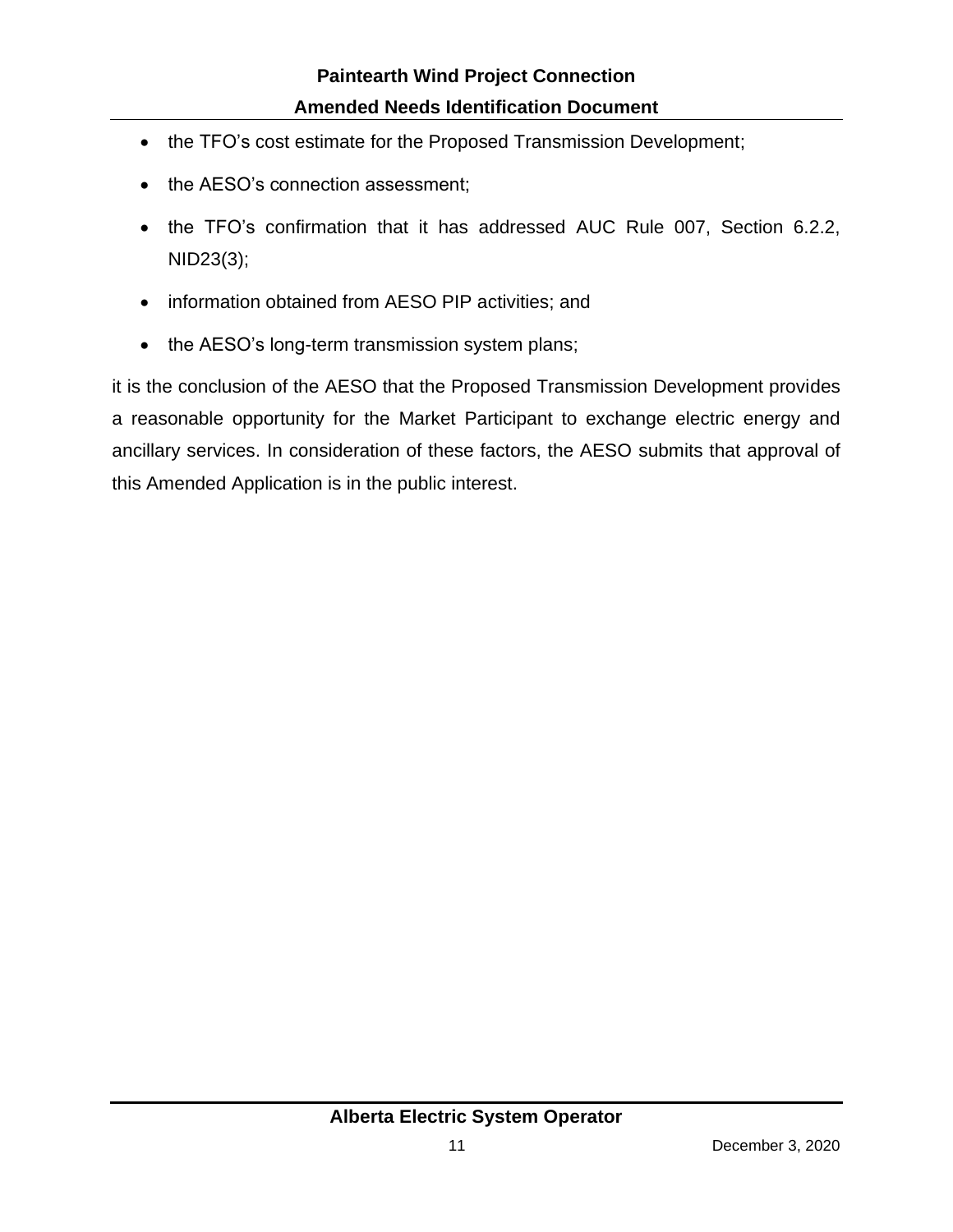- the TFO's cost estimate for the Proposed Transmission Development;
- the AESO's connection assessment;
- the TFO's confirmation that it has addressed AUC Rule 007, Section 6.2.2, NID23(3);
- information obtained from AESO PIP activities; and
- the AESO's long-term transmission system plans;

it is the conclusion of the AESO that the Proposed Transmission Development provides a reasonable opportunity for the Market Participant to exchange electric energy and ancillary services. In consideration of these factors, the AESO submits that approval of this Amended Application is in the public interest.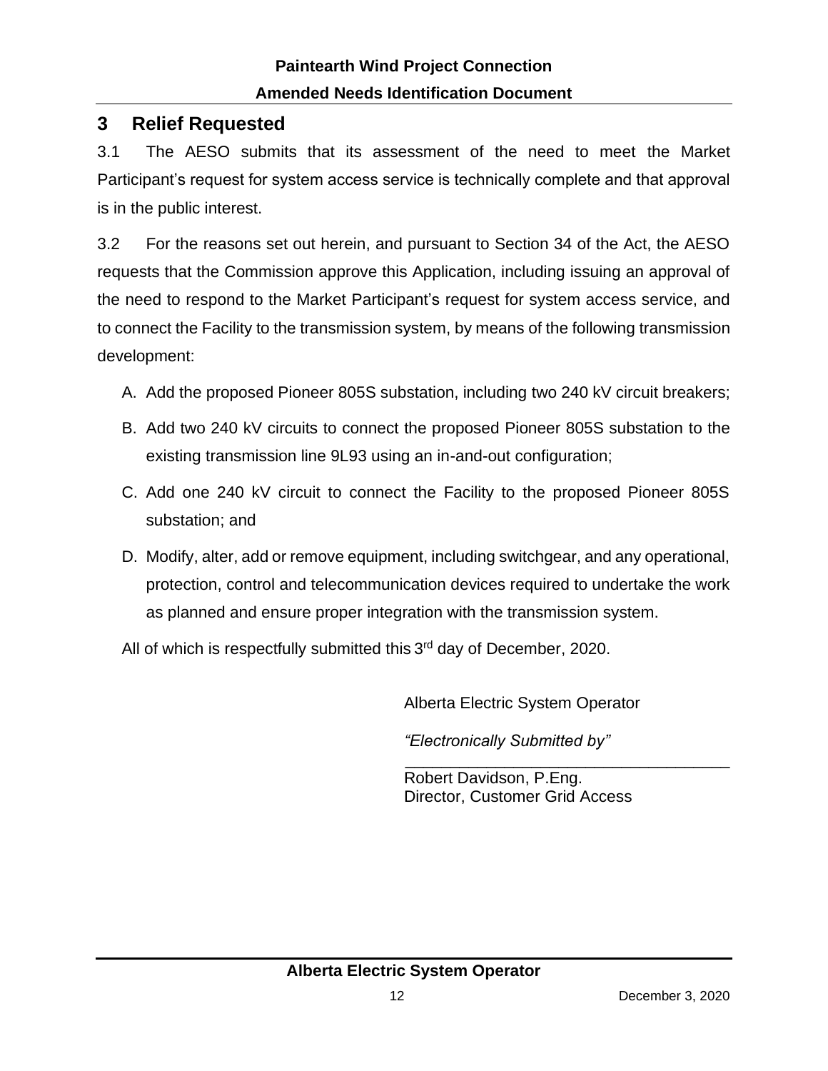## 3 Relief Requested

3.1 The AESO submits that its assessment of the need to meet the Market Participant's request for system access service is technically complete and that approval is in the public interest.

3.2 For the reasons set out herein, and pursuant to Section 34 of the Act, the AESO requests that the Commission approve this Application, including issuing an approval of the need to respond to the Market Participant's request for system access service, and to connect the Facility to the transmission system, by means of the following transmission development:

A. Add the proposed Pioneer 805S substation, including two 240 kV circuit breakers;

B. Add two 240 kV circuits to connect the proposed Pioneer 805S substation to the existing transmission line 9L93 using an in-and-out configuration;

C. Add one 240 kV circuit to connect the Facility to the proposed Pioneer 805S substation; and

D. Modify, alter, add or remove equipment, including switchgear, and any operational, protection, control and telecommunication devices required to undertake the work as planned and ensure proper integration with the transmission system.

All of which is respectfully submitted this 3rd day of December, 2020.

Alberta Electric System Operator

*"Electronically Submitted by"*

_____________________________________

Robert Davidson, P.Eng.
Director, Customer Grid Access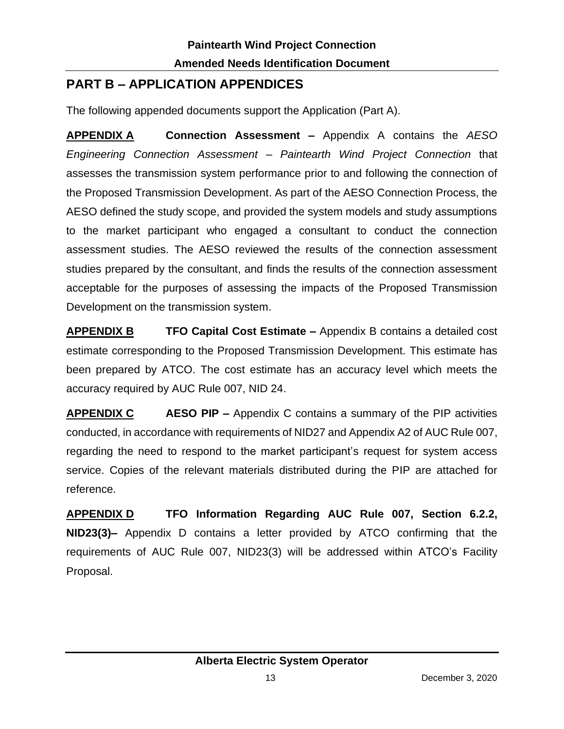## PART B – APPLICATION APPENDICES

The following appended documents support the Application (Part A).

**APPENDIX A** **Connection Assessment –** Appendix A contains the *AESO Engineering Connection Assessment – Paintearth Wind Project Connection* that assesses the transmission system performance prior to and following the connection of the Proposed Transmission Development. As part of the AESO Connection Process, the AESO defined the study scope, and provided the system models and study assumptions to the market participant who engaged a consultant to conduct the connection assessment studies. The AESO reviewed the results of the connection assessment studies prepared by the consultant, and finds the results of the connection assessment acceptable for the purposes of assessing the impacts of the Proposed Transmission Development on the transmission system.

**APPENDIX B** **TFO Capital Cost Estimate –** Appendix B contains a detailed cost estimate corresponding to the Proposed Transmission Development. This estimate has been prepared by ATCO. The cost estimate has an accuracy level which meets the accuracy required by AUC Rule 007, NID 24.

**APPENDIX C** **AESO PIP –** Appendix C contains a summary of the PIP activities conducted, in accordance with requirements of NID27 and Appendix A2 of AUC Rule 007, regarding the need to respond to the market participant's request for system access service. Copies of the relevant materials distributed during the PIP are attached for reference.

**APPENDIX D** **TFO Information Regarding AUC Rule 007, Section 6.2.2, NID23(3)–** Appendix D contains a letter provided by ATCO confirming that the requirements of AUC Rule 007, NID23(3) will be addressed within ATCO's Facility Proposal.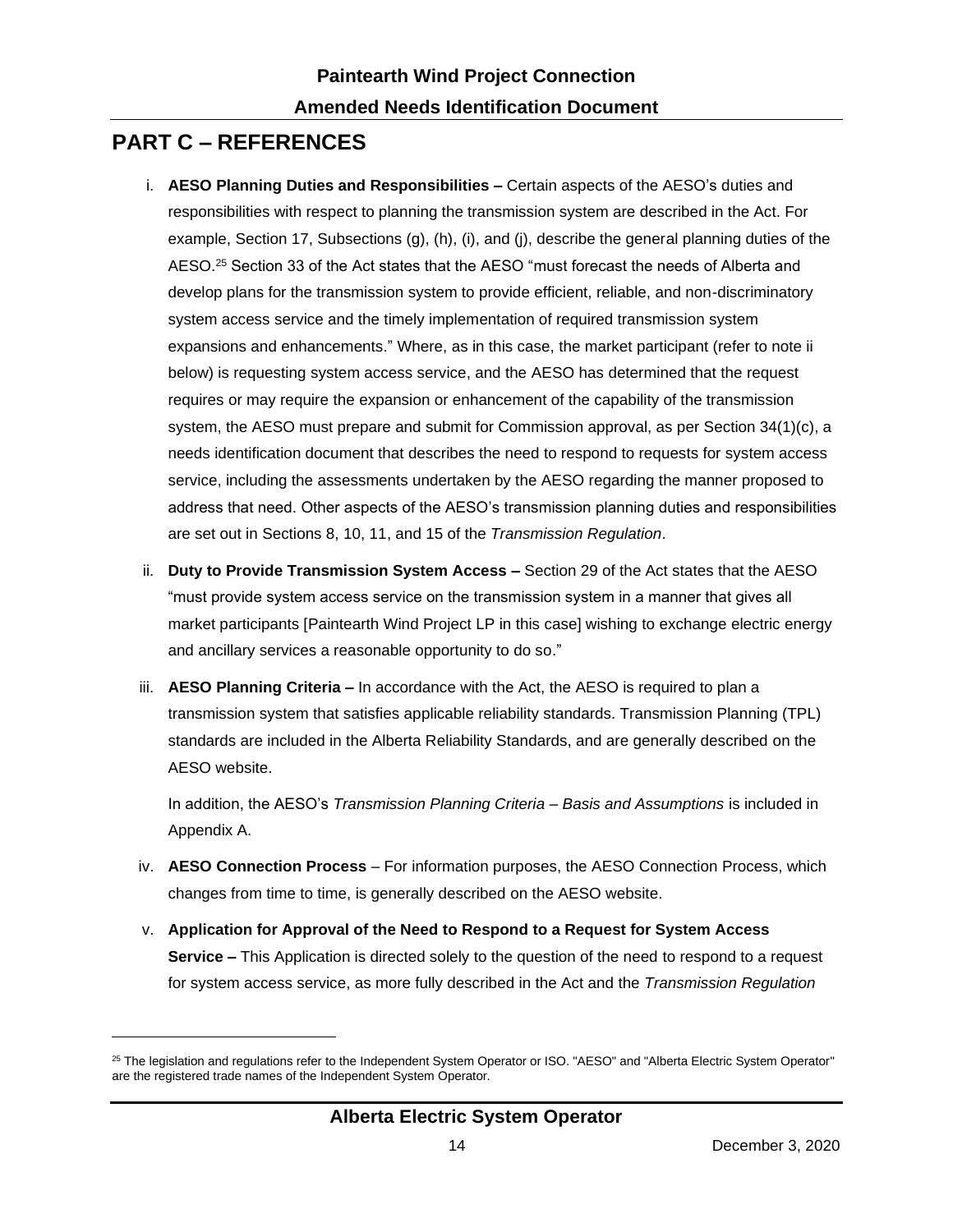# PART C – REFERENCES

i. **AESO Planning Duties and Responsibilities –** Certain aspects of the AESO's duties and responsibilities with respect to planning the transmission system are described in the Act. For example, Section 17, Subsections (g), (h), (i), and (j), describe the general planning duties of the AESO.[25] Section 33 of the Act states that the AESO "must forecast the needs of Alberta and develop plans for the transmission system to provide efficient, reliable, and non-discriminatory system access service and the timely implementation of required transmission system expansions and enhancements." Where, as in this case, the market participant (refer to note ii below) is requesting system access service, and the AESO has determined that the request requires or may require the expansion or enhancement of the capability of the transmission system, the AESO must prepare and submit for Commission approval, as per Section 34(1)(c), a needs identification document that describes the need to respond to requests for system access service, including the assessments undertaken by the AESO regarding the manner proposed to address that need. Other aspects of the AESO's transmission planning duties and responsibilities are set out in Sections 8, 10, 11, and 15 of the *Transmission Regulation*.

ii. **Duty to Provide Transmission System Access –** Section 29 of the Act states that the AESO "must provide system access service on the transmission system in a manner that gives all market participants [Paintearth Wind Project LP in this case] wishing to exchange electric energy and ancillary services a reasonable opportunity to do so."

iii. **AESO Planning Criteria –** In accordance with the Act, the AESO is required to plan a transmission system that satisfies applicable reliability standards. Transmission Planning (TPL) standards are included in the Alberta Reliability Standards, and are generally described on the AESO website.

   In addition, the AESO's *Transmission Planning Criteria – Basis and Assumptions* is included in Appendix A.

iv. **AESO Connection Process** – For information purposes, the AESO Connection Process, which changes from time to time, is generally described on the AESO website.

v. **Application for Approval of the Need to Respond to a Request for System Access Service –** This Application is directed solely to the question of the need to respond to a request for system access service, as more fully described in the Act and the *Transmission Regulation*

[25] The legislation and regulations refer to the Independent System Operator or ISO. "AESO" and "Alberta Electric System Operator" are the registered trade names of the Independent System Operator.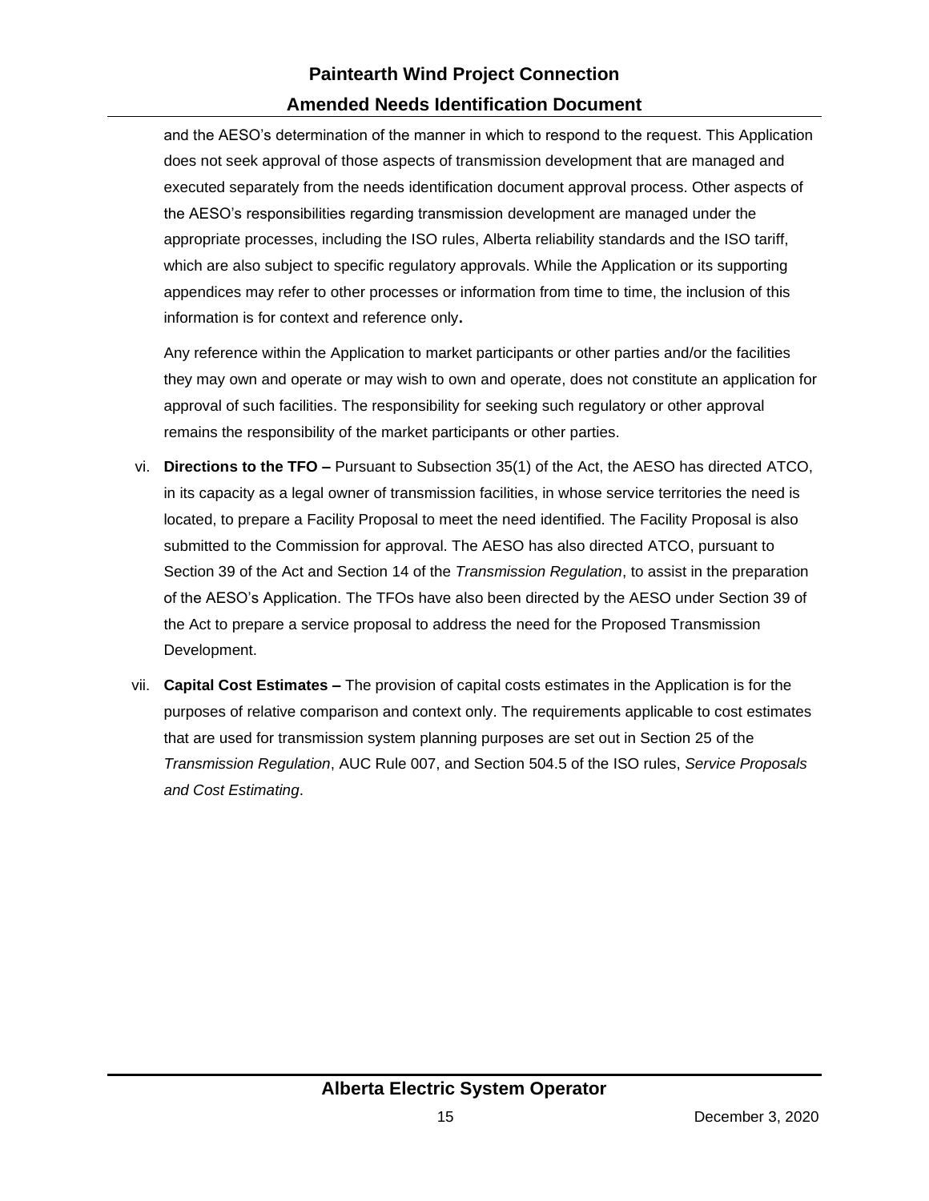and the AESO's determination of the manner in which to respond to the request. This Application does not seek approval of those aspects of transmission development that are managed and executed separately from the needs identification document approval process. Other aspects of the AESO's responsibilities regarding transmission development are managed under the appropriate processes, including the ISO rules, Alberta reliability standards and the ISO tariff, which are also subject to specific regulatory approvals. While the Application or its supporting appendices may refer to other processes or information from time to time, the inclusion of this information is for context and reference only**.**

Any reference within the Application to market participants or other parties and/or the facilities they may own and operate or may wish to own and operate, does not constitute an application for approval of such facilities. The responsibility for seeking such regulatory or other approval remains the responsibility of the market participants or other parties.

vi. **Directions to the TFO –** Pursuant to Subsection 35(1) of the Act, the AESO has directed ATCO, in its capacity as a legal owner of transmission facilities, in whose service territories the need is located, to prepare a Facility Proposal to meet the need identified. The Facility Proposal is also submitted to the Commission for approval. The AESO has also directed ATCO, pursuant to Section 39 of the Act and Section 14 of the *Transmission Regulation*, to assist in the preparation of the AESO's Application. The TFOs have also been directed by the AESO under Section 39 of the Act to prepare a service proposal to address the need for the Proposed Transmission Development.

vii. **Capital Cost Estimates –** The provision of capital costs estimates in the Application is for the purposes of relative comparison and context only. The requirements applicable to cost estimates that are used for transmission system planning purposes are set out in Section 25 of the *Transmission Regulation*, AUC Rule 007, and Section 504.5 of the ISO rules, *Service Proposals and Cost Estimating*.